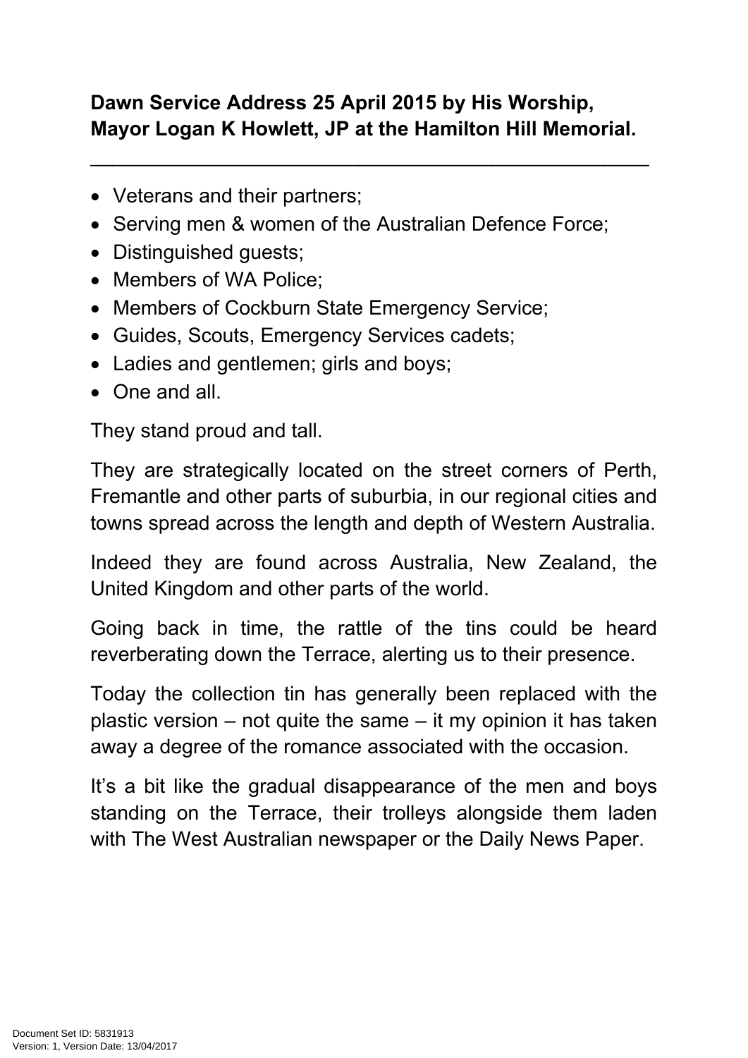**Dawn Service Address 25 April 2015 by His Worship, Mayor Logan K Howlett, JP at the Hamilton Hill Memorial.**

---

- Veterans and their partners;
- Serving men & women of the Australian Defence Force;
- Distinguished guests;
- Members of WA Police;
- Members of Cockburn State Emergency Service;
- Guides, Scouts, Emergency Services cadets;
- Ladies and gentlemen; girls and boys;
- One and all.

They stand proud and tall.

They are strategically located on the street corners of Perth, Fremantle and other parts of suburbia, in our regional cities and towns spread across the length and depth of Western Australia.

Indeed they are found across Australia, New Zealand, the United Kingdom and other parts of the world.

Going back in time, the rattle of the tins could be heard reverberating down the Terrace, alerting us to their presence.

Today the collection tin has generally been replaced with the plastic version – not quite the same – it my opinion it has taken away a degree of the romance associated with the occasion.

It's a bit like the gradual disappearance of the men and boys standing on the Terrace, their trolleys alongside them laden with The West Australian newspaper or the Daily News Paper.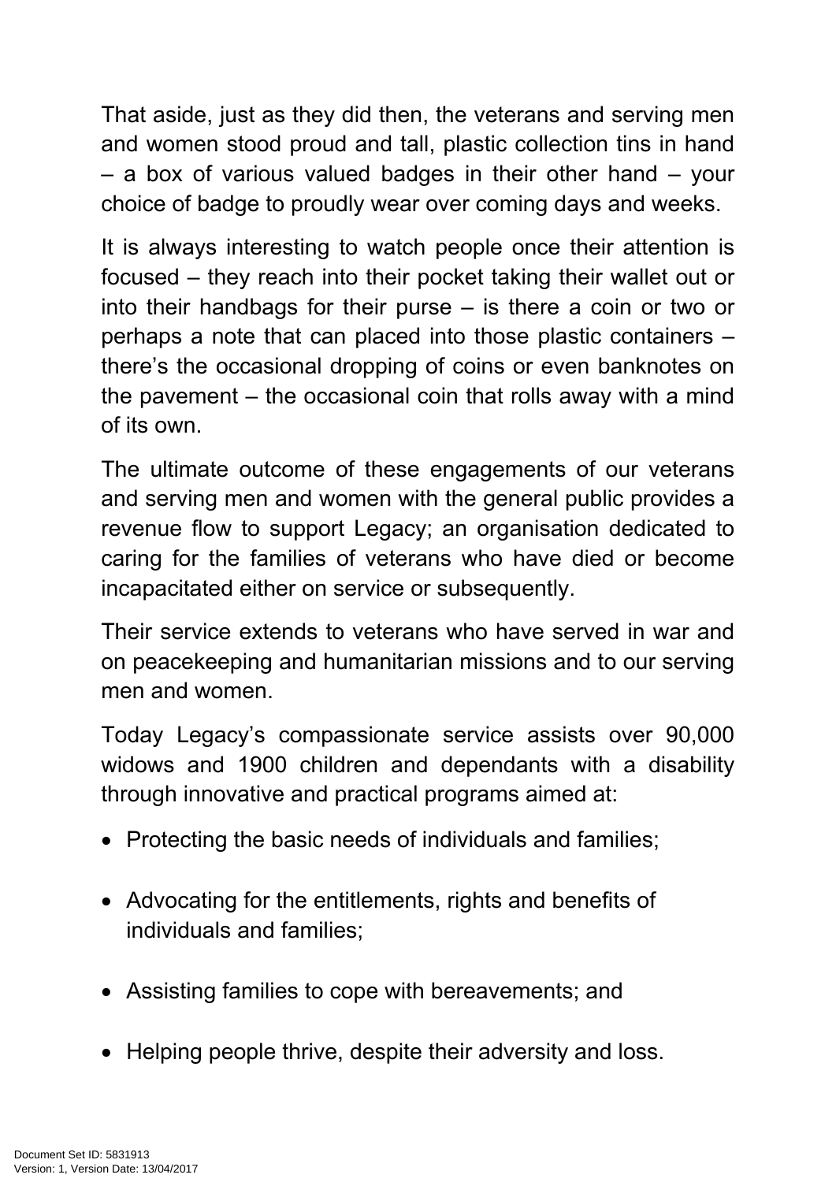That aside, just as they did then, the veterans and serving men and women stood proud and tall, plastic collection tins in hand – a box of various valued badges in their other hand – your choice of badge to proudly wear over coming days and weeks.

It is always interesting to watch people once their attention is focused – they reach into their pocket taking their wallet out or into their handbags for their purse – is there a coin or two or perhaps a note that can placed into those plastic containers – there's the occasional dropping of coins or even banknotes on the pavement – the occasional coin that rolls away with a mind of its own.

The ultimate outcome of these engagements of our veterans and serving men and women with the general public provides a revenue flow to support Legacy; an organisation dedicated to caring for the families of veterans who have died or become incapacitated either on service or subsequently.

Their service extends to veterans who have served in war and on peacekeeping and humanitarian missions and to our serving men and women.

Today Legacy's compassionate service assists over 90,000 widows and 1900 children and dependants with a disability through innovative and practical programs aimed at:

- Protecting the basic needs of individuals and families;
- Advocating for the entitlements, rights and benefits of individuals and families;
- Assisting families to cope with bereavements; and
- Helping people thrive, despite their adversity and loss.

Document Set ID: 5831913
Version: 1, Version Date: 13/04/2017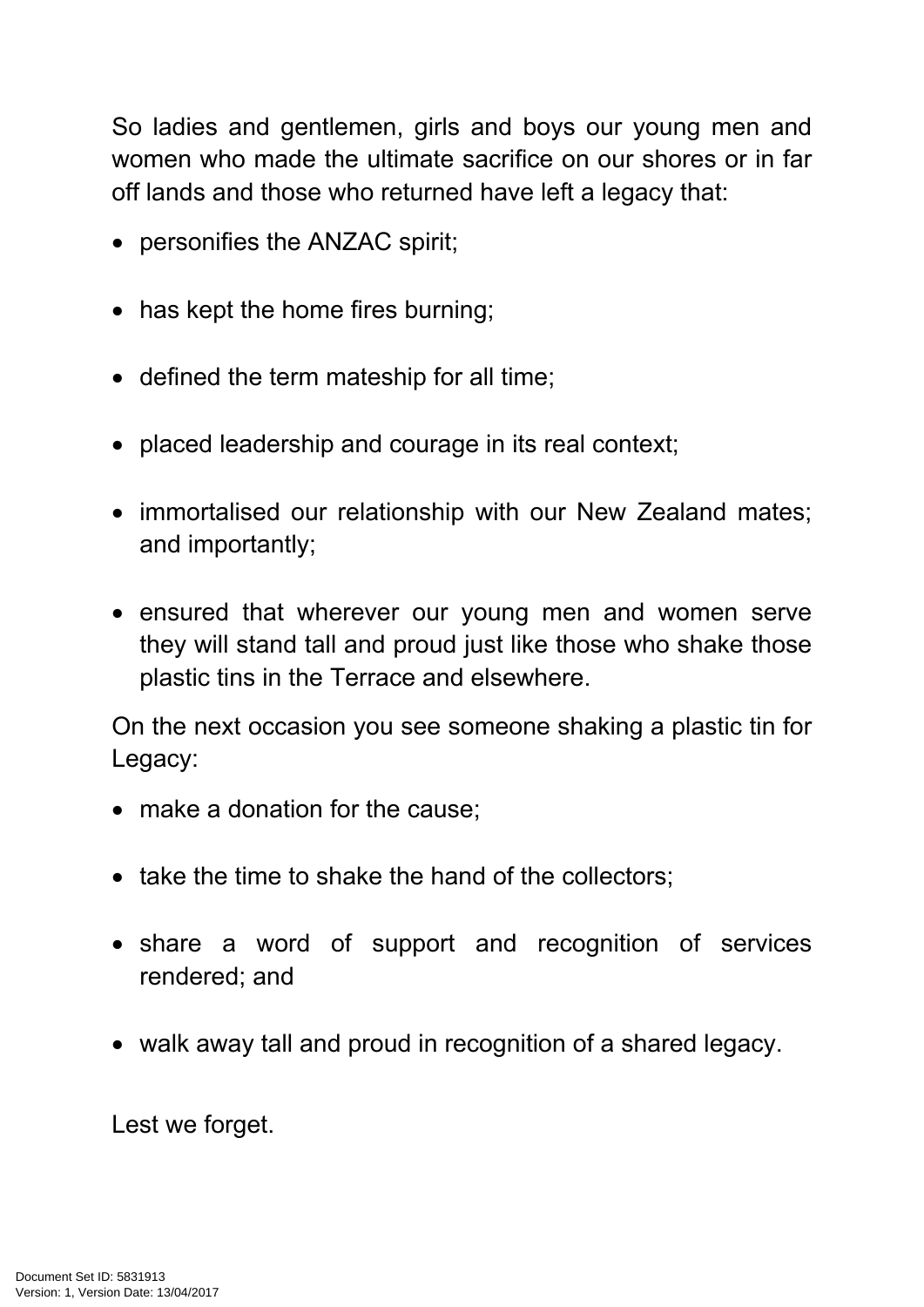So ladies and gentlemen, girls and boys our young men and women who made the ultimate sacrifice on our shores or in far off lands and those who returned have left a legacy that:

- personifies the ANZAC spirit;
- has kept the home fires burning;
- defined the term mateship for all time;
- placed leadership and courage in its real context;
- immortalised our relationship with our New Zealand mates; and importantly;
- ensured that wherever our young men and women serve they will stand tall and proud just like those who shake those plastic tins in the Terrace and elsewhere.

On the next occasion you see someone shaking a plastic tin for Legacy:

- make a donation for the cause;
- take the time to shake the hand of the collectors;
- share a word of support and recognition of services rendered; and
- walk away tall and proud in recognition of a shared legacy.

Lest we forget.